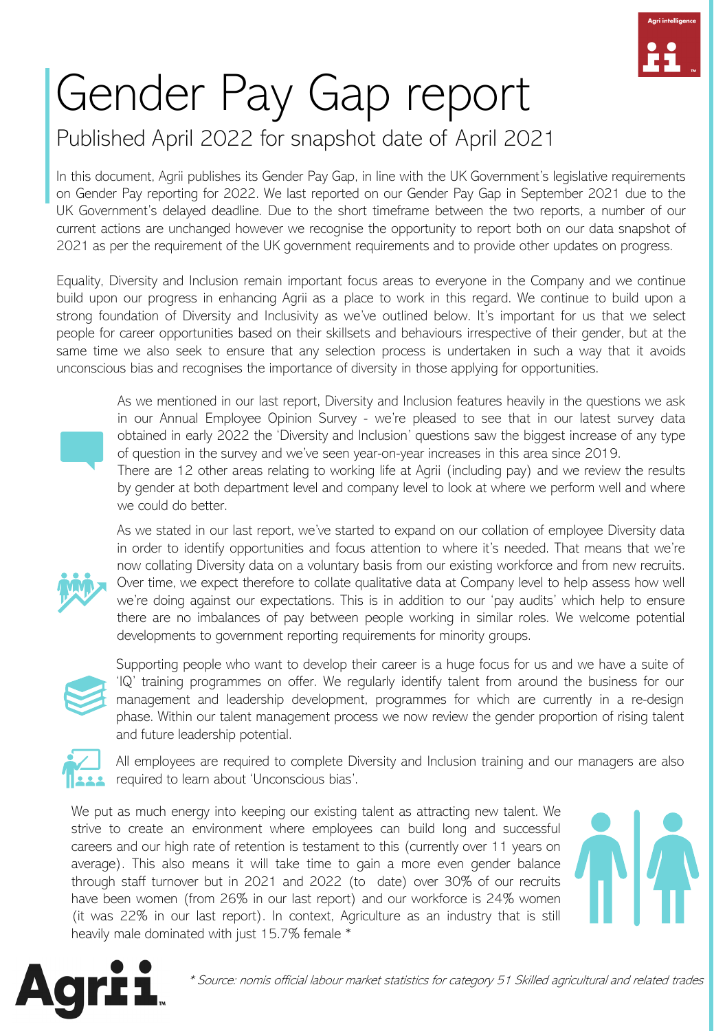# Gender Pay Gap report

## Published April 2022 for snapshot date of April 2021

In this document, Agrii publishes its Gender Pay Gap, in line with the UK Government's legislative requirements on Gender Pay reporting for 2022. We last reported on our Gender Pay Gap in September 2021 due to the UK Government's delayed deadline. Due to the short timeframe between the two reports, a number of our current actions are unchanged however we recognise the opportunity to report both on our data snapshot of 2021 as per the requirement of the UK government requirements and to provide other updates on progress.

Equality, Diversity and Inclusion remain important focus areas to everyone in the Company and we continue build upon our progress in enhancing Agrii as a place to work in this regard. We continue to build upon a strong foundation of Diversity and Inclusivity as we've outlined below. It's important for us that we select people for career opportunities based on their skillsets and behaviours irrespective of their gender, but at the same time we also seek to ensure that any selection process is undertaken in such a way that it avoids unconscious bias and recognises the importance of diversity in those applying for opportunities.

As we mentioned in our last report, Diversity and Inclusion features heavily in the questions we ask in our Annual Employee Opinion Survey - we're pleased to see that in our latest survey data obtained in early 2022 the 'Diversity and Inclusion' questions saw the biggest increase of any type of question in the survey and we've seen year-on-year increases in this area since 2019.
There are 12 other areas relating to working life at Agrii (including pay) and we review the results by gender at both department level and company level to look at where we perform well and where we could do better.

As we stated in our last report, we've started to expand on our collation of employee Diversity data in order to identify opportunities and focus attention to where it's needed. That means that we're now collating Diversity data on a voluntary basis from our existing workforce and from new recruits. Over time, we expect therefore to collate qualitative data at Company level to help assess how well we're doing against our expectations. This is in addition to our 'pay audits' which help to ensure there are no imbalances of pay between people working in similar roles. We welcome potential developments to government reporting requirements for minority groups.

Supporting people who want to develop their career is a huge focus for us and we have a suite of 'IQ' training programmes on offer. We regularly identify talent from around the business for our management and leadership development, programmes for which are currently in a re-design phase. Within our talent management process we now review the gender proportion of rising talent and future leadership potential.

All employees are required to complete Diversity and Inclusion training and our managers are also required to learn about 'Unconscious bias'.

We put as much energy into keeping our existing talent as attracting new talent. We strive to create an environment where employees can build long and successful careers and our high rate of retention is testament to this (currently over 11 years on average). This also means it will take time to gain a more even gender balance through staff turnover but in 2021 and 2022 (to date) over 30% of our recruits have been women (from 26% in our last report) and our workforce is 24% women (it was 22% in our last report). In context, Agriculture as an industry that is still heavily male dominated with just 15.7% female *

*\* Source: nomis official labour market statistics for category 51 Skilled agricultural and related trades*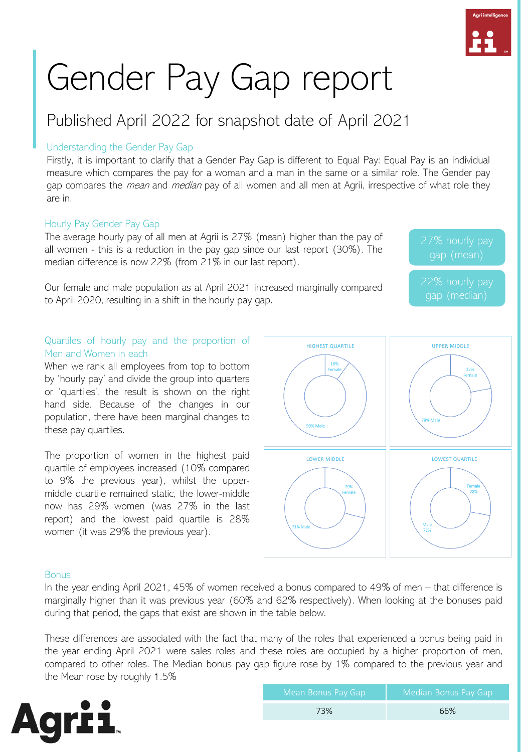# Gender Pay Gap report

## Published April 2022 for snapshot date of April 2021

### Understanding the Gender Pay Gap

Firstly, it is important to clarify that a Gender Pay Gap is different to Equal Pay: Equal Pay is an individual measure which compares the pay for a woman and a man in the same or a similar role. The Gender pay gap compares the *mean* and *median* pay of all women and all men at Agrii, irrespective of what role they are in.

### Hourly Pay Gender Pay Gap

The average hourly pay of all men at Agrii is 27% (mean) higher than the pay of all women - this is a reduction in the pay gap since our last report (30%). The median difference is now 22% (from 21% in our last report).

Our female and male population as at April 2021 increased marginally compared to April 2020, resulting in a shift in the hourly pay gap.

27% hourly pay gap (mean)

22% hourly pay gap (median)

### Quartiles of hourly pay and the proportion of Men and Women in each

When we rank all employees from top to bottom by 'hourly pay' and divide the group into quarters or 'quartiles', the result is shown on the right hand side. Because of the changes in our population, there have been marginal changes to these pay quartiles.

The proportion of women in the highest paid quartile of employees increased (10% compared to 9% the previous year), whilst the upper-middle quartile remained static, the lower-middle now has 29% women (was 27% in the last report) and the lowest paid quartile is 28% women (it was 29% the previous year).

| Quartile | Female | Male |
|---|---|---|
| HIGHEST QUARTILE | 10% | 90% |
| UPPER MIDDLE | 22% | 78% |
| LOWER MIDDLE | 29% | 71% |
| LOWEST QUARTILE | 28% | 72% |

### Bonus

In the year ending April 2021, 45% of women received a bonus compared to 49% of men – that difference is marginally higher than it was previous year (60% and 62% respectively). When looking at the bonuses paid during that period, the gaps that exist are shown in the table below.

These differences are associated with the fact that many of the roles that experienced a bonus being paid in the year ending April 2021 were sales roles and these roles are occupied by a higher proportion of men, compared to other roles. The Median bonus pay gap figure rose by 1% compared to the previous year and the Mean rose by roughly 1.5%

| Mean Bonus Pay Gap | Median Bonus Pay Gap |
|---|---|
| 73% | 66% |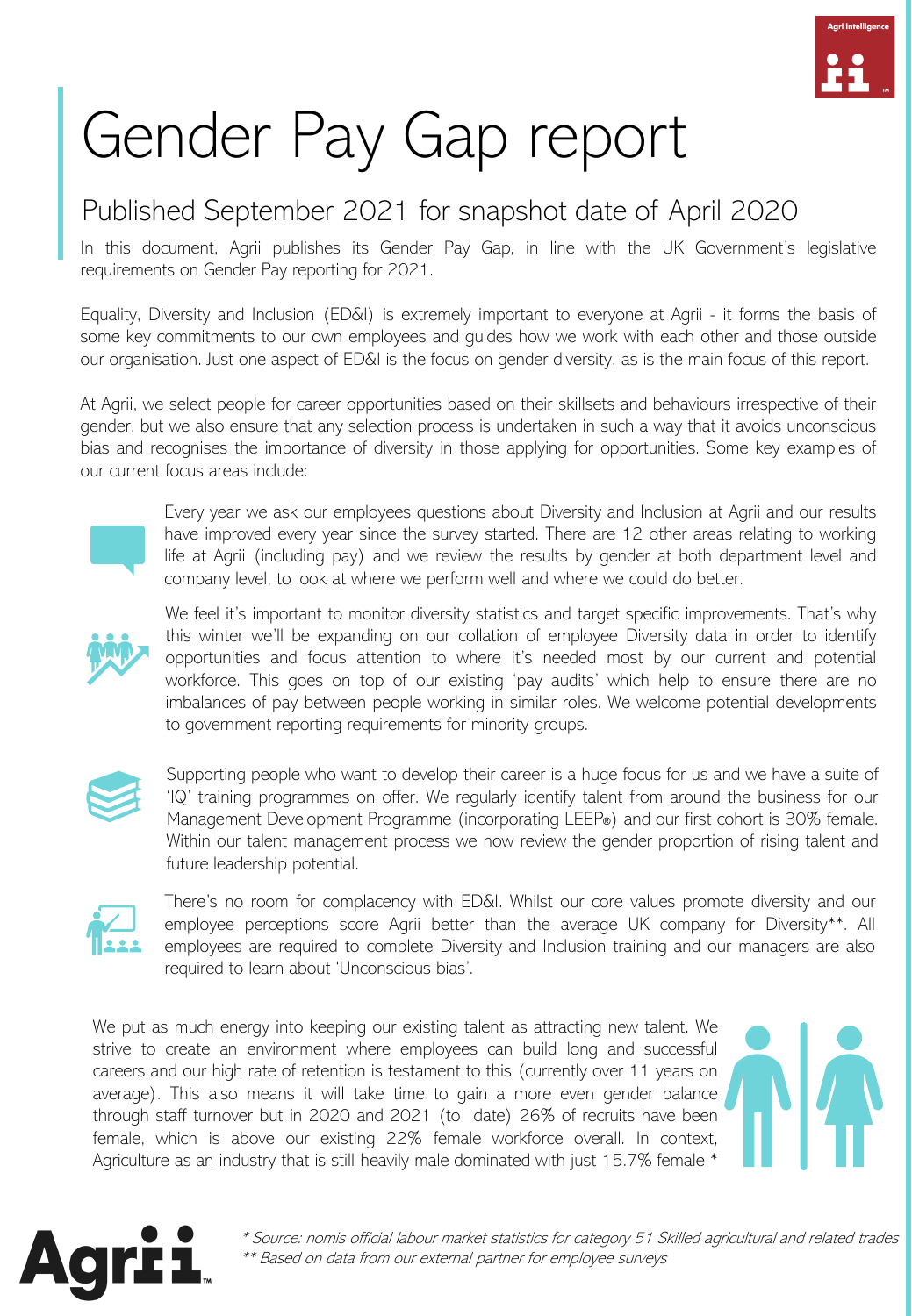# Gender Pay Gap report

## Published September 2021 for snapshot date of April 2020

In this document, Agrii publishes its Gender Pay Gap, in line with the UK Government's legislative requirements on Gender Pay reporting for 2021.

Equality, Diversity and Inclusion (ED&I) is extremely important to everyone at Agrii - it forms the basis of some key commitments to our own employees and guides how we work with each other and those outside our organisation. Just one aspect of ED&I is the focus on gender diversity, as is the main focus of this report.

At Agrii, we select people for career opportunities based on their skillsets and behaviours irrespective of their gender, but we also ensure that any selection process is undertaken in such a way that it avoids unconscious bias and recognises the importance of diversity in those applying for opportunities. Some key examples of our current focus areas include:

Every year we ask our employees questions about Diversity and Inclusion at Agrii and our results have improved every year since the survey started. There are 12 other areas relating to working life at Agrii (including pay) and we review the results by gender at both department level and company level, to look at where we perform well and where we could do better.

We feel it's important to monitor diversity statistics and target specific improvements. That's why this winter we'll be expanding on our collation of employee Diversity data in order to identify opportunities and focus attention to where it's needed most by our current and potential workforce. This goes on top of our existing 'pay audits' which help to ensure there are no imbalances of pay between people working in similar roles. We welcome potential developments to government reporting requirements for minority groups.

Supporting people who want to develop their career is a huge focus for us and we have a suite of 'IQ' training programmes on offer. We regularly identify talent from around the business for our Management Development Programme (incorporating LEEP®) and our first cohort is 30% female. Within our talent management process we now review the gender proportion of rising talent and future leadership potential.

There's no room for complacency with ED&I. Whilst our core values promote diversity and our employee perceptions score Agrii better than the average UK company for Diversity**. All employees are required to complete Diversity and Inclusion training and our managers are also required to learn about 'Unconscious bias'.

We put as much energy into keeping our existing talent as attracting new talent. We strive to create an environment where employees can build long and successful careers and our high rate of retention is testament to this (currently over 11 years on average). This also means it will take time to gain a more even gender balance through staff turnover but in 2020 and 2021 (to date) 26% of recruits have been female, which is above our existing 22% female workforce overall. In context, Agriculture as an industry that is still heavily male dominated with just 15.7% female *

*\* Source: nomis official labour market statistics for category 51 Skilled agricultural and related trades*
*\*\* Based on data from our external partner for employee surveys*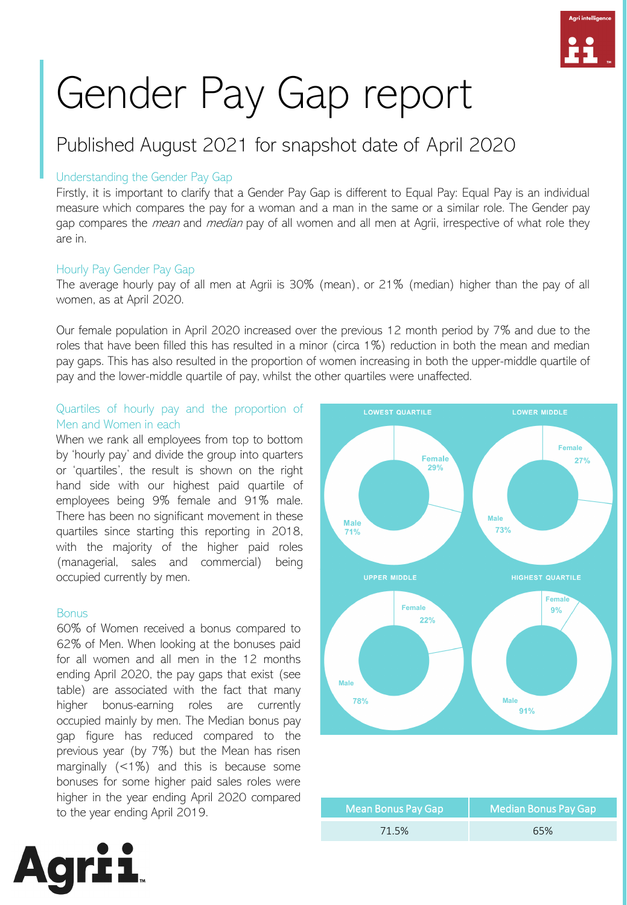# Gender Pay Gap report

## Published August 2021 for snapshot date of April 2020

### Understanding the Gender Pay Gap

Firstly, it is important to clarify that a Gender Pay Gap is different to Equal Pay: Equal Pay is an individual measure which compares the pay for a woman and a man in the same or a similar role. The Gender pay gap compares the *mean* and *median* pay of all women and all men at Agrii, irrespective of what role they are in.

### Hourly Pay Gender Pay Gap

The average hourly pay of all men at Agrii is 30% (mean), or 21% (median) higher than the pay of all women, as at April 2020.

Our female population in April 2020 increased over the previous 12 month period by 7% and due to the roles that have been filled this has resulted in a minor (circa 1%) reduction in both the mean and median pay gaps. This has also resulted in the proportion of women increasing in both the upper-middle quartile of pay and the lower-middle quartile of pay, whilst the other quartiles were unaffected.

### Quartiles of hourly pay and the proportion of Men and Women in each

When we rank all employees from top to bottom by 'hourly pay' and divide the group into quarters or 'quartiles', the result is shown on the right hand side with our highest paid quartile of employees being 9% female and 91% male. There has been no significant movement in these quartiles since starting this reporting in 2018, with the majority of the higher paid roles (managerial, sales and commercial) being occupied currently by men.

| Quartile | Female | Male |
|---|---|---|
| LOWEST QUARTILE | 29% | 71% |
| LOWER MIDDLE | 27% | 73% |
| UPPER MIDDLE | 22% | 78% |
| HIGHEST QUARTILE | 9% | 91% |

### Bonus

60% of Women received a bonus compared to 62% of Men. When looking at the bonuses paid for all women and all men in the 12 months ending April 2020, the pay gaps that exist (see table) are associated with the fact that many higher bonus-earning roles are currently occupied mainly by men. The Median bonus pay gap figure has reduced compared to the previous year (by 7%) but the Mean has risen marginally (<1%) and this is because some bonuses for some higher paid sales roles were higher in the year ending April 2020 compared to the year ending April 2019.

| Mean Bonus Pay Gap | Median Bonus Pay Gap |
|---|---|
| 71.5% | 65% |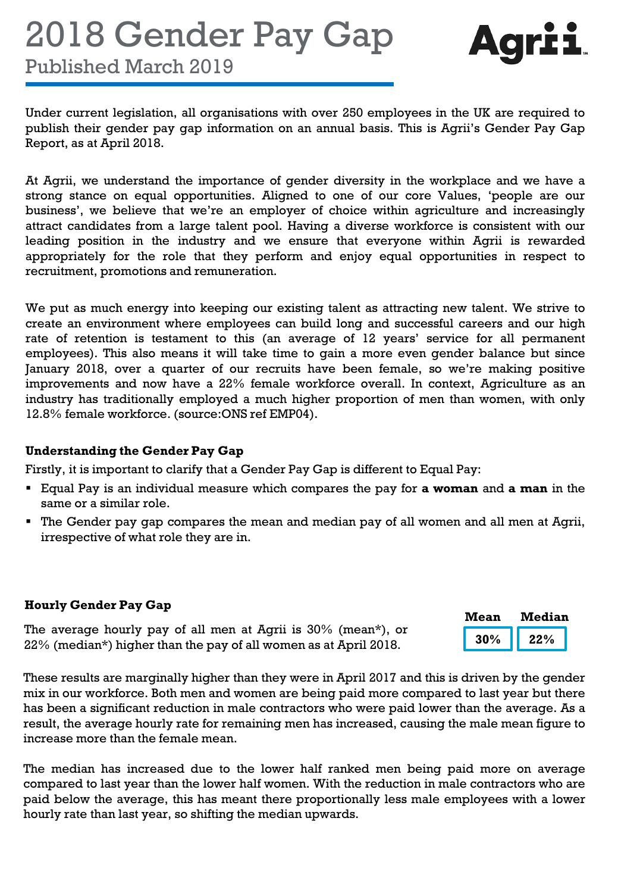# 2018 Gender Pay Gap

## Published March 2019

Under current legislation, all organisations with over 250 employees in the UK are required to publish their gender pay gap information on an annual basis. This is Agrii's Gender Pay Gap Report, as at April 2018.

At Agrii, we understand the importance of gender diversity in the workplace and we have a strong stance on equal opportunities. Aligned to one of our core Values, 'people are our business', we believe that we're an employer of choice within agriculture and increasingly attract candidates from a large talent pool. Having a diverse workforce is consistent with our leading position in the industry and we ensure that everyone within Agrii is rewarded appropriately for the role that they perform and enjoy equal opportunities in respect to recruitment, promotions and remuneration.

We put as much energy into keeping our existing talent as attracting new talent. We strive to create an environment where employees can build long and successful careers and our high rate of retention is testament to this (an average of 12 years' service for all permanent employees). This also means it will take time to gain a more even gender balance but since January 2018, over a quarter of our recruits have been female, so we're making positive improvements and now have a 22% female workforce overall. In context, Agriculture as an industry has traditionally employed a much higher proportion of men than women, with only 12.8% female workforce. (source:ONS ref EMP04).

**Understanding the Gender Pay Gap**

Firstly, it is important to clarify that a Gender Pay Gap is different to Equal Pay:

- Equal Pay is an individual measure which compares the pay for **a woman** and **a man** in the same or a similar role.
- The Gender pay gap compares the mean and median pay of all women and all men at Agrii, irrespective of what role they are in.

**Hourly Gender Pay Gap**

The average hourly pay of all men at Agrii is 30% (mean*), or 22% (median*) higher than the pay of all women as at April 2018.

| Mean | Median |
|---|---|
| 30% | 22% |

These results are marginally higher than they were in April 2017 and this is driven by the gender mix in our workforce. Both men and women are being paid more compared to last year but there has been a significant reduction in male contractors who were paid lower than the average. As a result, the average hourly rate for remaining men has increased, causing the male mean figure to increase more than the female mean.

The median has increased due to the lower half ranked men being paid more on average compared to last year than the lower half women. With the reduction in male contractors who are paid below the average, this has meant there proportionally less male employees with a lower hourly rate than last year, so shifting the median upwards.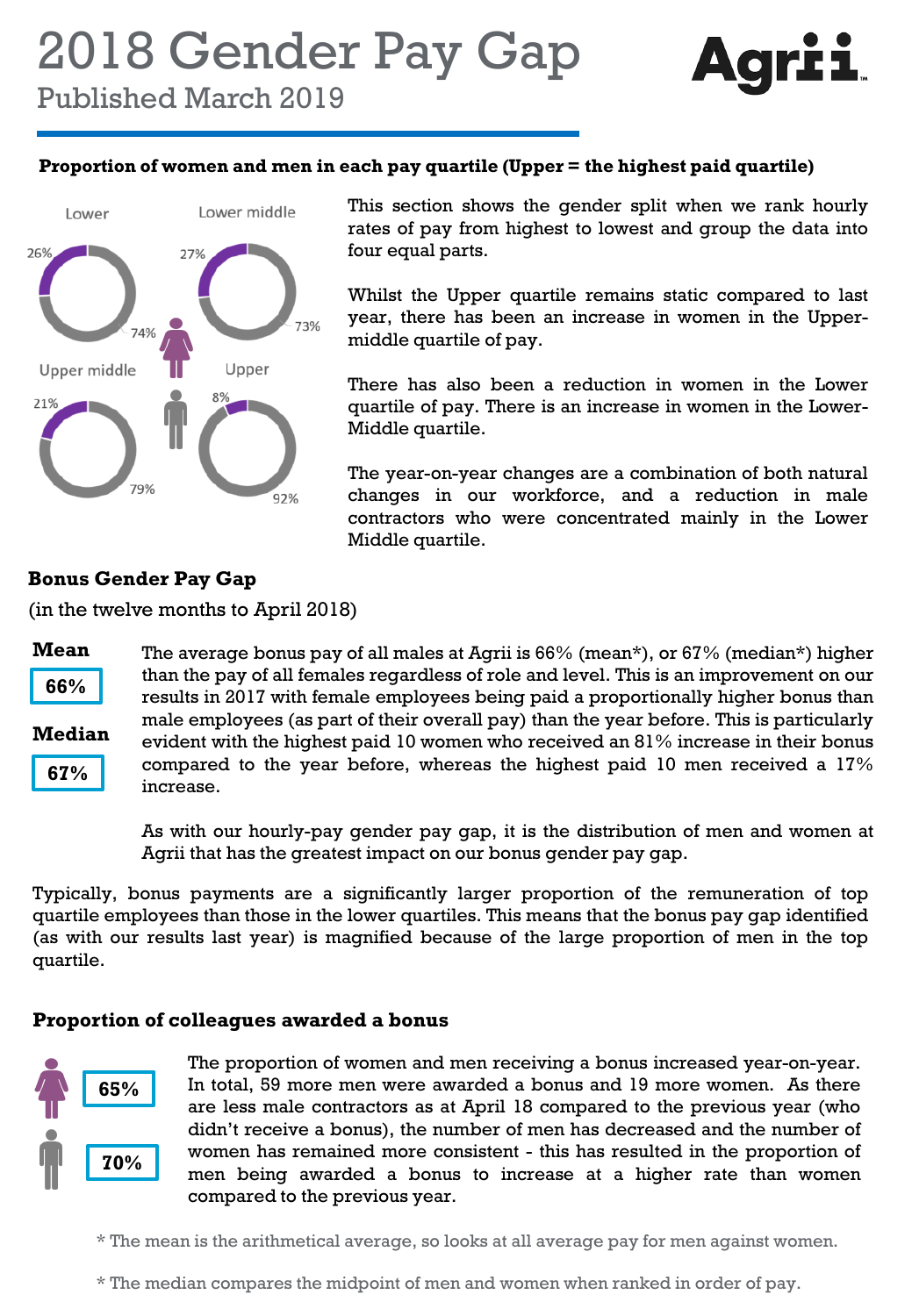# 2018 Gender Pay Gap

## Published March 2019

**Proportion of women and men in each pay quartile (Upper = the highest paid quartile)**

| Quartile | Women | Men |
|---|---|---|
| Lower | 26% | 74% |
| Lower middle | 27% | 73% |
| Upper middle | 21% | 79% |
| Upper | 8% | 92% |

This section shows the gender split when we rank hourly rates of pay from highest to lowest and group the data into four equal parts.

Whilst the Upper quartile remains static compared to last year, there has been an increase in women in the Upper-middle quartile of pay.

There has also been a reduction in women in the Lower quartile of pay. There is an increase in women in the Lower-Middle quartile.

The year-on-year changes are a combination of both natural changes in our workforce, and a reduction in male contractors who were concentrated mainly in the Lower Middle quartile.

**Bonus Gender Pay Gap**

(in the twelve months to April 2018)

**Mean**

66%

**Median**

67%

The average bonus pay of all males at Agrii is 66% (mean*), or 67% (median*) higher than the pay of all females regardless of role and level. This is an improvement on our results in 2017 with female employees being paid a proportionally higher bonus than male employees (as part of their overall pay) than the year before. This is particularly evident with the highest paid 10 women who received an 81% increase in their bonus compared to the year before, whereas the highest paid 10 men received a 17% increase.

As with our hourly-pay gender pay gap, it is the distribution of men and women at Agrii that has the greatest impact on our bonus gender pay gap.

Typically, bonus payments are a significantly larger proportion of the remuneration of top quartile employees than those in the lower quartiles. This means that the bonus pay gap identified (as with our results last year) is magnified because of the large proportion of men in the top quartile.

**Proportion of colleagues awarded a bonus**

Women: 65%

Men: 70%

The proportion of women and men receiving a bonus increased year-on-year. In total, 59 more men were awarded a bonus and 19 more women. As there are less male contractors as at April 18 compared to the previous year (who didn't receive a bonus), the number of men has decreased and the number of women has remained more consistent - this has resulted in the proportion of men being awarded a bonus to increase at a higher rate than women compared to the previous year.

* The mean is the arithmetical average, so looks at all average pay for men against women.

* The median compares the midpoint of men and women when ranked in order of pay.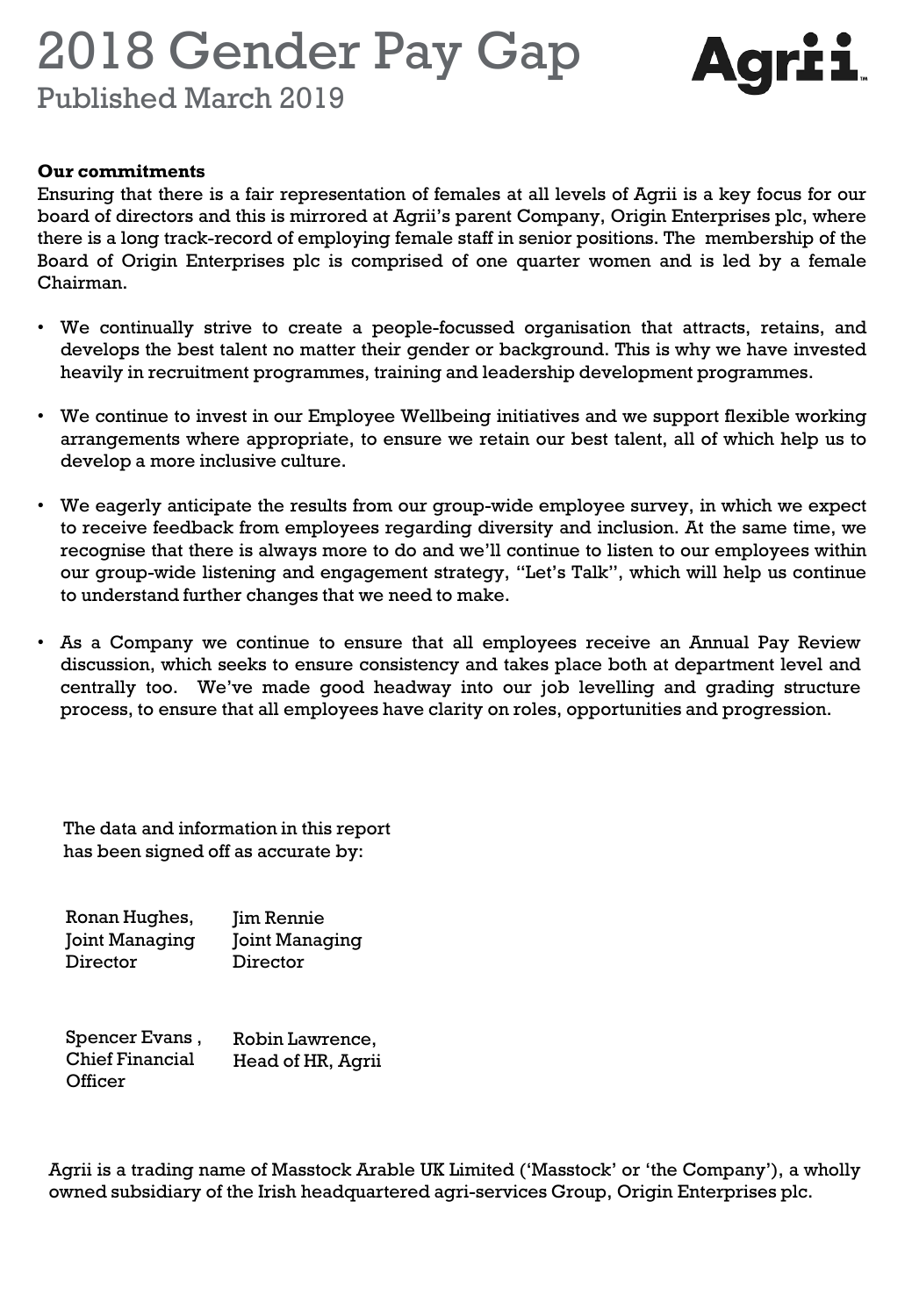# 2018 Gender Pay Gap

## Published March 2019

**Our commitments**

Ensuring that there is a fair representation of females at all levels of Agrii is a key focus for our board of directors and this is mirrored at Agrii's parent Company, Origin Enterprises plc, where there is a long track-record of employing female staff in senior positions. The membership of the Board of Origin Enterprises plc is comprised of one quarter women and is led by a female Chairman.

- We continually strive to create a people-focussed organisation that attracts, retains, and develops the best talent no matter their gender or background. This is why we have invested heavily in recruitment programmes, training and leadership development programmes.
- We continue to invest in our Employee Wellbeing initiatives and we support flexible working arrangements where appropriate, to ensure we retain our best talent, all of which help us to develop a more inclusive culture.
- We eagerly anticipate the results from our group-wide employee survey, in which we expect to receive feedback from employees regarding diversity and inclusion. At the same time, we recognise that there is always more to do and we'll continue to listen to our employees within our group-wide listening and engagement strategy, "Let's Talk", which will help us continue to understand further changes that we need to make.
- As a Company we continue to ensure that all employees receive an Annual Pay Review discussion, which seeks to ensure consistency and takes place both at department level and centrally too. We've made good headway into our job levelling and grading structure process, to ensure that all employees have clarity on roles, opportunities and progression.

The data and information in this report has been signed off as accurate by:

Ronan Hughes, Joint Managing Director

Jim Rennie Joint Managing Director

Spencer Evans , Chief Financial Officer

Robin Lawrence, Head of HR, Agrii

Agrii is a trading name of Masstock Arable UK Limited ('Masstock' or 'the Company'), a wholly owned subsidiary of the Irish headquartered agri-services Group, Origin Enterprises plc.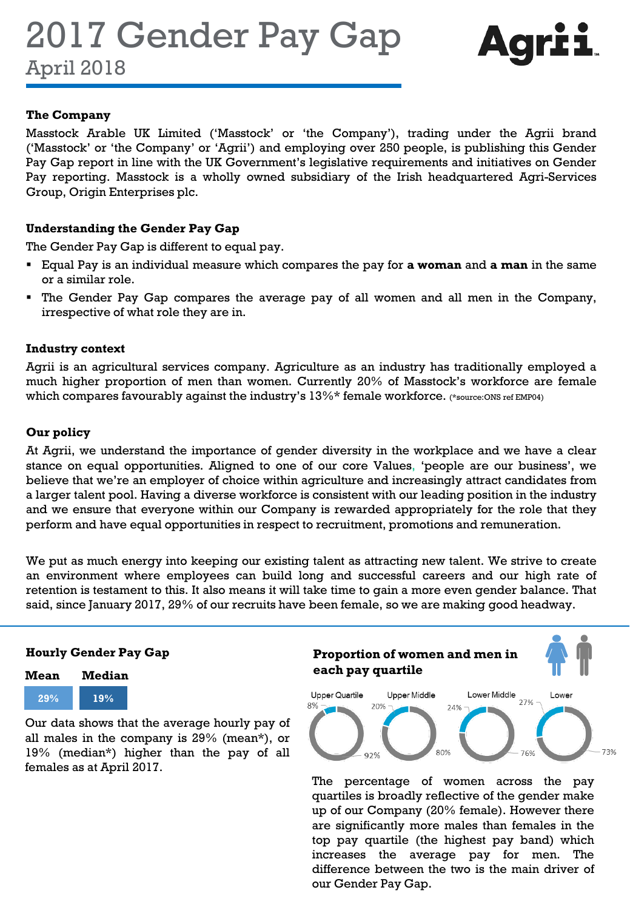# 2017 Gender Pay Gap

April 2018

Agrii

### The Company

Masstock Arable UK Limited ('Masstock' or 'the Company'), trading under the Agrii brand ('Masstock' or 'the Company' or 'Agrii') and employing over 250 people, is publishing this Gender Pay Gap report in line with the UK Government's legislative requirements and initiatives on Gender Pay reporting. Masstock is a wholly owned subsidiary of the Irish headquartered Agri-Services Group, Origin Enterprises plc.

### Understanding the Gender Pay Gap

The Gender Pay Gap is different to equal pay.

- Equal Pay is an individual measure which compares the pay for **a woman** and **a man** in the same or a similar role.
- The Gender Pay Gap compares the average pay of all women and all men in the Company, irrespective of what role they are in.

### Industry context

Agrii is an agricultural services company. Agriculture as an industry has traditionally employed a much higher proportion of men than women. Currently 20% of Masstock's workforce are female which compares favourably against the industry's 13%* female workforce. (*source:ONS ref EMP04)

### Our policy

At Agrii, we understand the importance of gender diversity in the workplace and we have a clear stance on equal opportunities. Aligned to one of our core Values, 'people are our business', we believe that we're an employer of choice within agriculture and increasingly attract candidates from a larger talent pool. Having a diverse workforce is consistent with our leading position in the industry and we ensure that everyone within our Company is rewarded appropriately for the role that they perform and have equal opportunities in respect to recruitment, promotions and remuneration.

We put as much energy into keeping our existing talent as attracting new talent. We strive to create an environment where employees can build long and successful careers and our high rate of retention is testament to this. It also means it will take time to gain a more even gender balance. That said, since January 2017, 29% of our recruits have been female, so we are making good headway.

### Hourly Gender Pay Gap

| Mean | Median |
|---|---|
| 29% | 19% |

Our data shows that the average hourly pay of all males in the company is 29% (mean*), or 19% (median*) higher than the pay of all females as at April 2017.

### Proportion of women and men in each pay quartile

| | Upper Quartile | Upper Middle | Lower Middle | Lower |
|---|---|---|---|---|
| Women | 8% | 20% | 24% | 27% |
| Men | 92% | 80% | 76% | 73% |

The percentage of women across the pay quartiles is broadly reflective of the gender make up of our Company (20% female). However there are significantly more males than females in the top pay quartile (the highest pay band) which increases the average pay for men. The difference between the two is the main driver of our Gender Pay Gap.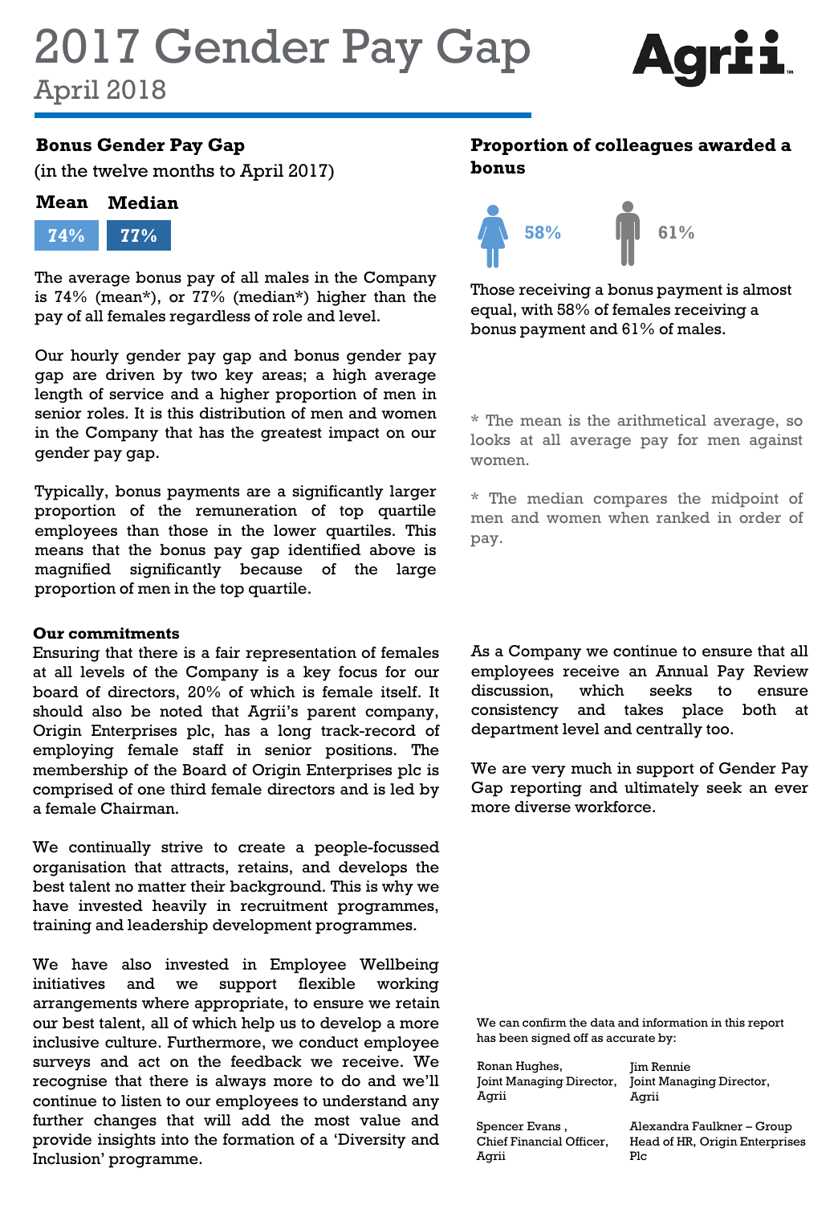# 2017 Gender Pay Gap

April 2018

Agrii

## Bonus Gender Pay Gap

(in the twelve months to April 2017)

| Mean | Median |
|---|---|
| 74% | 77% |

The average bonus pay of all males in the Company is 74% (mean*), or 77% (median*) higher than the pay of all females regardless of role and level.

Our hourly gender pay gap and bonus gender pay gap are driven by two key areas; a high average length of service and a higher proportion of men in senior roles. It is this distribution of men and women in the Company that has the greatest impact on our gender pay gap.

Typically, bonus payments are a significantly larger proportion of the remuneration of top quartile employees than those in the lower quartiles. This means that the bonus pay gap identified above is magnified significantly because of the large proportion of men in the top quartile.

## Proportion of colleagues awarded a bonus

58%

61%

Those receiving a bonus payment is almost equal, with 58% of females receiving a bonus payment and 61% of males.

* The mean is the arithmetical average, so looks at all average pay for men against women.

* The median compares the midpoint of men and women when ranked in order of pay.

**Our commitments**

Ensuring that there is a fair representation of females at all levels of the Company is a key focus for our board of directors, 20% of which is female itself. It should also be noted that Agrii's parent company, Origin Enterprises plc, has a long track-record of employing female staff in senior positions. The membership of the Board of Origin Enterprises plc is comprised of one third female directors and is led by a female Chairman.

We continually strive to create a people-focussed organisation that attracts, retains, and develops the best talent no matter their background. This is why we have invested heavily in recruitment programmes, training and leadership development programmes.

We have also invested in Employee Wellbeing initiatives and we support flexible working arrangements where appropriate, to ensure we retain our best talent, all of which help us to develop a more inclusive culture. Furthermore, we conduct employee surveys and act on the feedback we receive. We recognise that there is always more to do and we'll continue to listen to our employees to understand any further changes that will add the most value and provide insights into the formation of a 'Diversity and Inclusion' programme.

As a Company we continue to ensure that all employees receive an Annual Pay Review discussion, which seeks to ensure consistency and takes place both at department level and centrally too.

We are very much in support of Gender Pay Gap reporting and ultimately seek an ever more diverse workforce.

We can confirm the data and information in this report has been signed off as accurate by:

Ronan Hughes,
Joint Managing Director,
Agrii

Jim Rennie
Joint Managing Director,
Agrii

Spencer Evans ,
Chief Financial Officer,
Agrii

Alexandra Faulkner – Group
Head of HR, Origin Enterprises
Plc